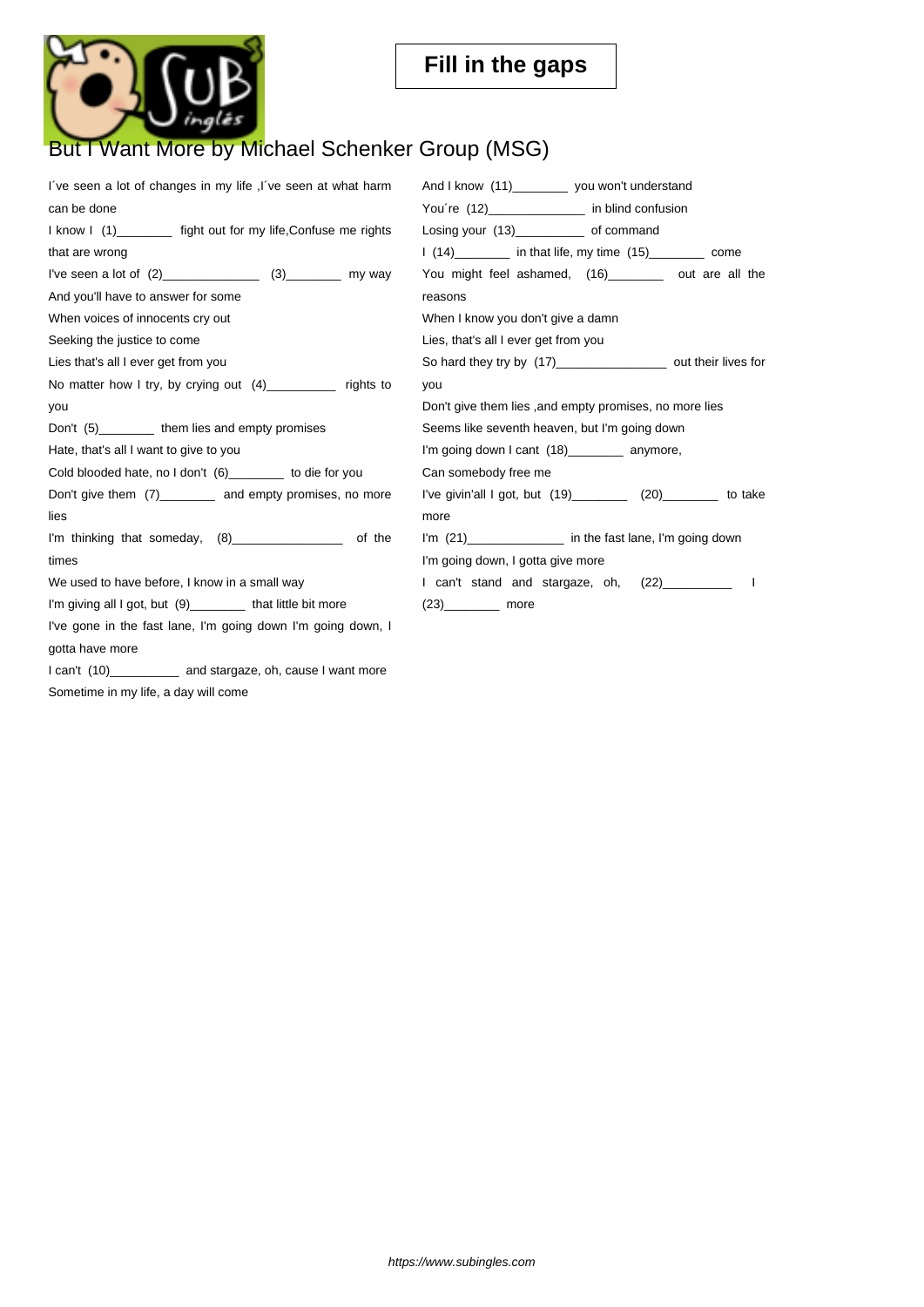# Fill in the gaps

## But I Want More by Michael Schenker Group (MSG)

I´ve seen a lot of changes in my life ,I´ve seen at what harm can be done

I know I (1)________ fight out for my life,Confuse me rights that are wrong

I've seen a lot of (2)______________ (3)________ my way

And you'll have to answer for some

When voices of innocents cry out

Seeking the justice to come

Lies that's all I ever get from you

No matter how I try, by crying out (4)__________ rights to you

Don't (5)________ them lies and empty promises

Hate, that's all I want to give to you

Cold blooded hate, no I don't (6)________ to die for you

Don't give them (7)________ and empty promises, no more lies

I'm thinking that someday, (8)________________ of the times

We used to have before, I know in a small way

I'm giving all I got, but (9)________ that little bit more

I've gone in the fast lane, I'm going down I'm going down, I gotta have more

I can't (10)__________ and stargaze, oh, cause I want more

Sometime in my life, a day will come

And I know (11)________ you won't understand

You´re (12)______________ in blind confusion

Losing your (13)__________ of command

I (14)________ in that life, my time (15)________ come

You might feel ashamed, (16)________ out are all the reasons

When I know you don't give a damn

Lies, that's all I ever get from you

So hard they try by (17)________________ out their lives for you

Don't give them lies ,and empty promises, no more lies

Seems like seventh heaven, but I'm going down

I'm going down I cant (18)________ anymore,

Can somebody free me

I've givin'all I got, but (19)________ (20)________ to take more

I'm (21)______________ in the fast lane, I'm going down

I'm going down, I gotta give more

I can't stand and stargaze, oh, (22)__________ I (23)________ more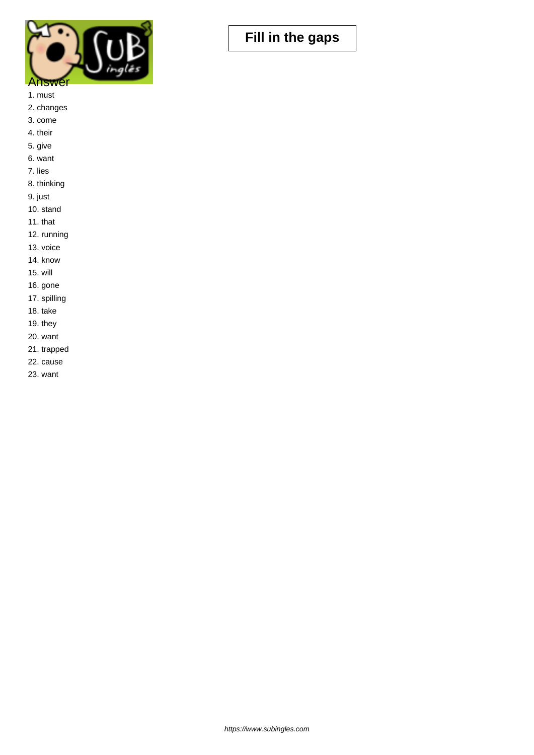# Fill in the gaps

Answer

1. must
2. changes
3. come
4. their
5. give
6. want
7. lies
8. thinking
9. just
10. stand
11. that
12. running
13. voice
14. know
15. will
16. gone
17. spilling
18. take
19. they
20. want
21. trapped
22. cause
23. want

*https://www.subingles.com*